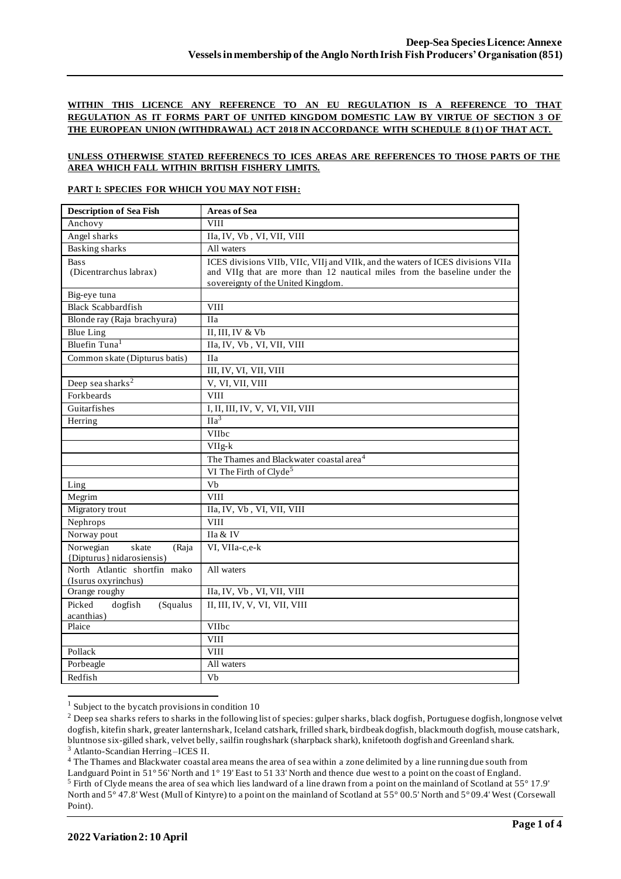WITHIN THIS LICENCE ANY REFERENCE TO AN EU REGULATION IS A REFERENCE TO THAT REGULATION AS IT FORMS PART OF UNITED KINGDOM DOMESTIC LAW BY VIRTUE OF SECTION 3 OF THE EUROPEAN UNION (WITHDRAWAL) ACT 2018 IN ACCORDANCE WITH SCHEDULE 8 (1) OF THAT ACT.

UNLESS OTHERWISE STATED REFERENECS TO ICES AREAS ARE REFERENCES TO THOSE PARTS OF THE AREA WHICH FALL WITHIN BRITISH FISHERY LIMITS.

## PART I: SPECIES FOR WHICH YOU MAY NOT FISH:

| Description of Sea Fish | Areas of Sea |
|---|---|
| Anchovy | VIII |
| Angel sharks | IIa, IV, Vb , VI, VII, VIII |
| Basking sharks | All waters |
| Bass (Dicentrarchus labrax) | ICES divisions VIIb, VIIc, VIIj and VIIk, and the waters of ICES divisions VIIa and VIIg that are more than 12 nautical miles from the baseline under the sovereignty of the United Kingdom. |
| Big-eye tuna | |
| Black Scabbardfish | VIII |
| Blonde ray (Raja brachyura) | IIa |
| Blue Ling | II, III, IV & Vb |
| Bluefin Tuna[1] | IIa, IV, Vb , VI, VII, VIII |
| Common skate (Dipturus batis) | IIa |
| | III, IV, VI, VII, VIII |
| Deep sea sharks[2] | V, VI, VII, VIII |
| Forkbeards | VIII |
| Guitarfishes | I, II, III, IV, V, VI, VII, VIII |
| Herring | IIa[3] |
| | VIIbc |
| | VIIg-k |
| | The Thames and Blackwater coastal area[4] |
| | VI The Firth of Clyde[5] |
| Ling | Vb |
| Megrim | VIII |
| Migratory trout | IIa, IV, Vb , VI, VII, VIII |
| Nephrops | VIII |
| Norway pout | IIa & IV |
| Norwegian skate (Raja {Dipturus} nidarosiensis) | VI, VIIa-c,e-k |
| North Atlantic shortfin mako (Isurus oxyrinchus) | All waters |
| Orange roughy | IIa, IV, Vb , VI, VII, VIII |
| Picked dogfish (Squalus acanthias) | II, III, IV, V, VI, VII, VIII |
| Plaice | VIIbc |
| | VIII |
| Pollack | VIII |
| Porbeagle | All waters |
| Redfish | Vb |

[1] Subject to the bycatch provisions in condition 10

[2] Deep sea sharks refers to sharks in the following list of species: gulper sharks, black dogfish, Portuguese dogfish, longnose velvet dogfish, kitefin shark, greater lanternshark, Iceland catshark, frilled shark, birdbeak dogfish, blackmouth dogfish, mouse catshark, bluntnose six-gilled shark, velvet belly, sailfin roughshark (sharpback shark), knifetooth dogfish and Greenland shark.

[3] Atlanto-Scandian Herring –ICES II.

[4] The Thames and Blackwater coastal area means the area of sea within a zone delimited by a line running due south from Landguard Point in 51° 56' North and 1° 19' East to 51 33' North and thence due west to a point on the coast of England.

[5] Firth of Clyde means the area of sea which lies landward of a line drawn from a point on the mainland of Scotland at 55° 17.9' North and 5° 47.8' West (Mull of Kintyre) to a point on the mainland of Scotland at 55° 00.5' North and 5° 09.4' West (Corsewall Point).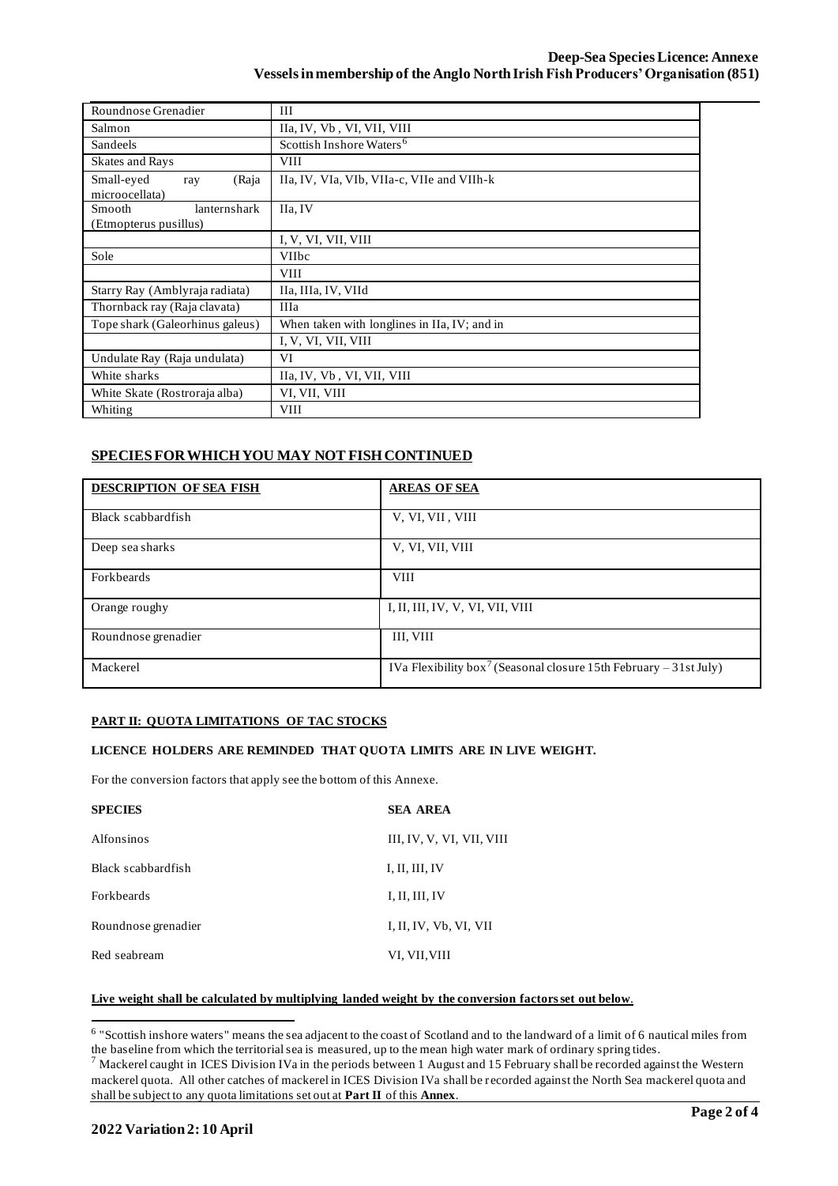| Roundnose Grenadier | III |
|---|---|
| Salmon | IIa, IV, Vb , VI, VII, VIII |
| Sandeels | Scottish Inshore Waters[6] |
| Skates and Rays | VIII |
| Small-eyed ray (Raja microocellata) | IIa, IV, VIa, VIb, VIIa-c, VIIe and VIIh-k |
| Smooth lanternshark (Etmopterus pusillus) | IIa, IV |
| | I, V, VI, VII, VIII |
| Sole | VIIbc |
| | VIII |
| Starry Ray (Amblyraja radiata) | IIa, IIIa, IV, VIId |
| Thornback ray (Raja clavata) | IIIa |
| Tope shark (Galeorhinus galeus) | When taken with longlines in IIa, IV; and in |
| | I, V, VI, VII, VIII |
| Undulate Ray (Raja undulata) | VI |
| White sharks | IIa, IV, Vb , VI, VII, VIII |
| White Skate (Rostroraja alba) | VI, VII, VIII |
| Whiting | VIII |

## SPECIES FOR WHICH YOU MAY NOT FISH CONTINUED

| DESCRIPTION OF SEA FISH | AREAS OF SEA |
|---|---|
| Black scabbardfish | V, VI, VII , VIII |
| Deep sea sharks | V, VI, VII, VIII |
| Forkbeards | VIII |
| Orange roughy | I, II, III, IV, V, VI, VII, VIII |
| Roundnose grenadier | III, VIII |
| Mackerel | IVa Flexibility box[7] (Seasonal closure 15th February – 31st July) |

### PART II: QUOTA LIMITATIONS OF TAC STOCKS

**LICENCE HOLDERS ARE REMINDED THAT QUOTA LIMITS ARE IN LIVE WEIGHT.**

For the conversion factors that apply see the bottom of this Annexe.

| SPECIES | SEA AREA |
|---|---|
| Alfonsinos | III, IV, V, VI, VII, VIII |
| Black scabbardfish | I, II, III, IV |
| Forkbeards | I, II, III, IV |
| Roundnose grenadier | I, II, IV, Vb, VI, VII |
| Red seabream | VI, VII, VIII |

**Live weight shall be calculated by multiplying landed weight by the conversion factors set out below.**

[6] "Scottish inshore waters" means the sea adjacent to the coast of Scotland and to the landward of a limit of 6 nautical miles from the baseline from which the territorial sea is measured, up to the mean high water mark of ordinary spring tides.

[7] Mackerel caught in ICES Division IVa in the periods between 1 August and 15 February shall be recorded against the Western mackerel quota. All other catches of mackerel in ICES Division IVa shall be recorded against the North Sea mackerel quota and shall be subject to any quota limitations set out at **Part II** of this **Annex**.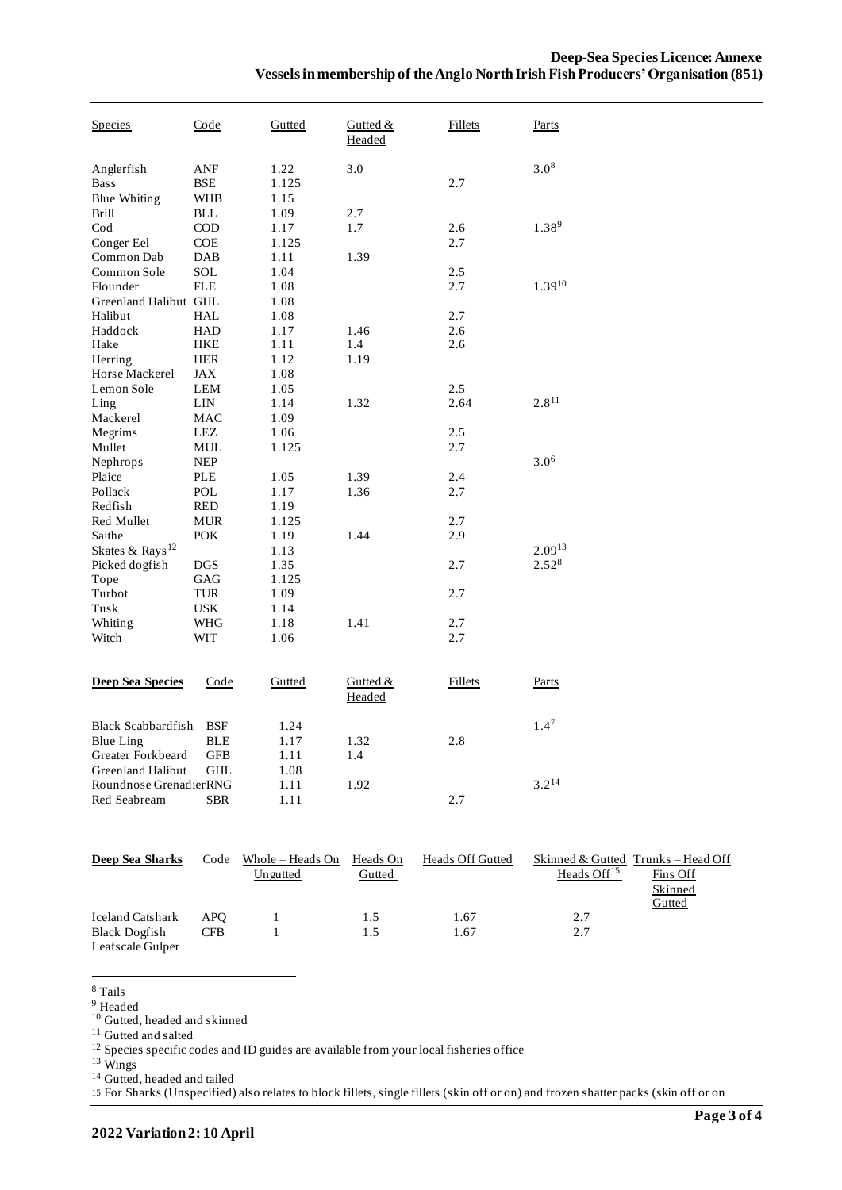| Species | Code | Gutted | Gutted & Headed | Fillets | Parts |
|---|---|---|---|---|---|
| Anglerfish | ANF | 1.22 | 3.0 | | 3.0[8] |
| Bass | BSE | 1.125 | | 2.7 | |
| Blue Whiting | WHB | 1.15 | | | |
| Brill | BLL | 1.09 | 2.7 | | |
| Cod | COD | 1.17 | 1.7 | 2.6 | 1.38[9] |
| Conger Eel | COE | 1.125 | | 2.7 | |
| Common Dab | DAB | 1.11 | 1.39 | | |
| Common Sole | SOL | 1.04 | | 2.5 | |
| Flounder | FLE | 1.08 | | 2.7 | 1.39[10] |
| Greenland Halibut | GHL | 1.08 | | | |
| Halibut | HAL | 1.08 | | 2.7 | |
| Haddock | HAD | 1.17 | 1.46 | 2.6 | |
| Hake | HKE | 1.11 | 1.4 | 2.6 | |
| Herring | HER | 1.12 | 1.19 | | |
| Horse Mackerel | JAX | 1.08 | | | |
| Lemon Sole | LEM | 1.05 | | 2.5 | |
| Ling | LIN | 1.14 | 1.32 | 2.64 | 2.8[11] |
| Mackerel | MAC | 1.09 | | | |
| Megrims | LEZ | 1.06 | | 2.5 | |
| Mullet | MUL | 1.125 | | 2.7 | |
| Nephrops | NEP | | | | 3.0[6] |
| Plaice | PLE | 1.05 | 1.39 | 2.4 | |
| Pollack | POL | 1.17 | 1.36 | 2.7 | |
| Redfish | RED | 1.19 | | | |
| Red Mullet | MUR | 1.125 | | 2.7 | |
| Saithe | POK | 1.19 | 1.44 | 2.9 | |
| Skates & Rays[12] | | 1.13 | | | 2.09[13] |
| Picked dogfish | DGS | 1.35 | | 2.7 | 2.52[8] |
| Tope | GAG | 1.125 | | | |
| Turbot | TUR | 1.09 | | 2.7 | |
| Tusk | USK | 1.14 | | | |
| Whiting | WHG | 1.18 | 1.41 | 2.7 | |
| Witch | WIT | 1.06 | | 2.7 | |

| **Deep Sea Species** | Code | Gutted | Gutted & Headed | Fillets | Parts |
|---|---|---|---|---|---|
| Black Scabbardfish | BSF | 1.24 | | | 1.4[7] |
| Blue Ling | BLE | 1.17 | 1.32 | 2.8 | |
| Greater Forkbeard | GFB | 1.11 | 1.4 | | |
| Greenland Halibut | GHL | 1.08 | | | |
| Roundnose Grenadier | RNG | 1.11 | 1.92 | | 3.2[14] |
| Red Seabream | SBR | 1.11 | | 2.7 | |

| **Deep Sea Sharks** | Code | Whole – Heads On Ungutted | Heads On Gutted | Heads Off Gutted | Skinned & Gutted Heads Off[15] | Trunks – Head Off Fins Off Skinned Gutted |
|---|---|---|---|---|---|---|
| Iceland Catshark | APQ | 1 | 1.5 | 1.67 | 2.7 | |
| Black Dogfish | CFB | 1 | 1.5 | 1.67 | 2.7 | |
| Leafscale Gulper | | | | | | |

[8] Tails

[9] Headed

[10] Gutted, headed and skinned

[11] Gutted and salted

[12] Species specific codes and ID guides are available from your local fisheries office

[13] Wings

[14] Gutted, headed and tailed

[15] For Sharks (Unspecified) also relates to block fillets, single fillets (skin off or on) and frozen shatter packs (skin off or on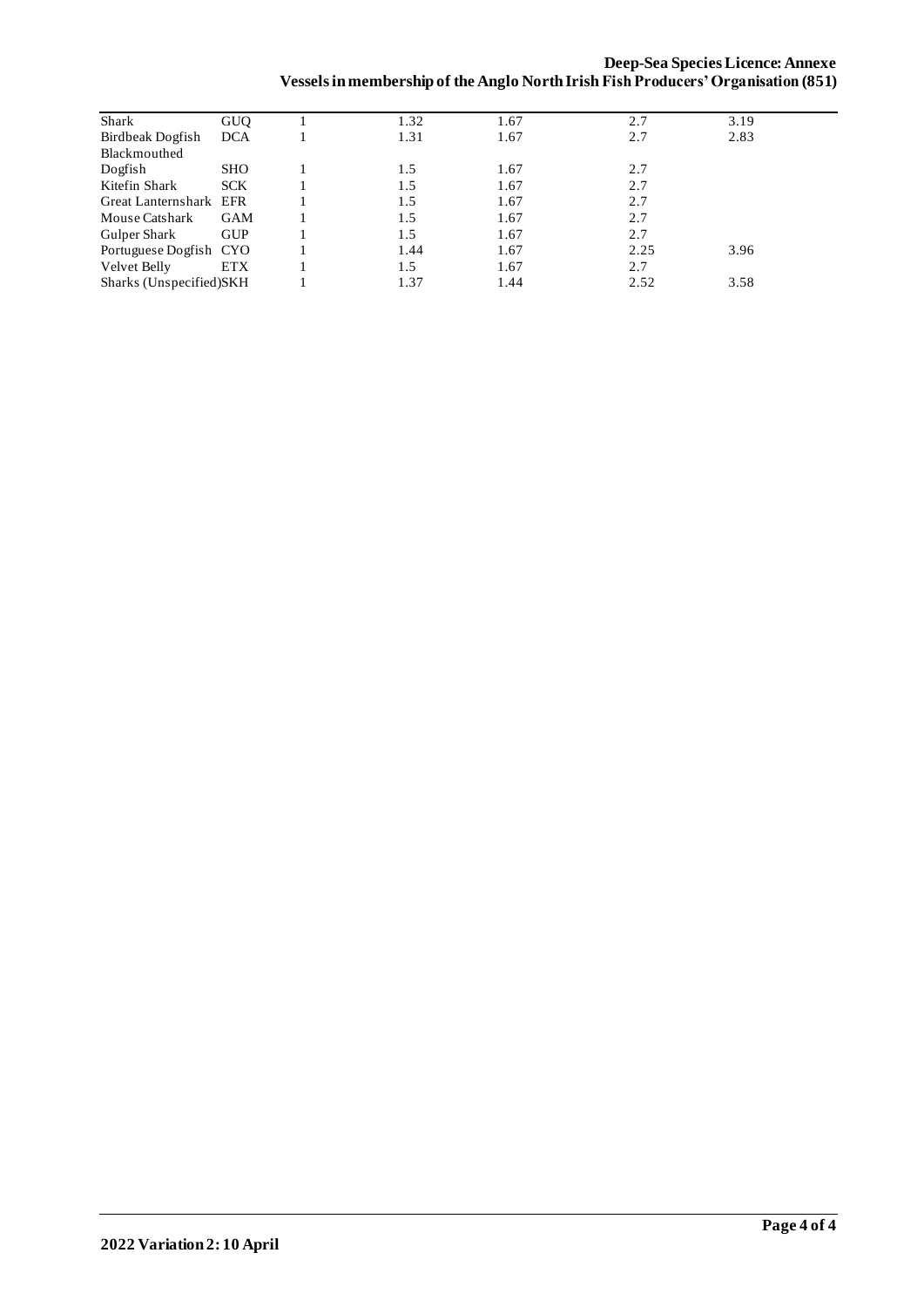| | | | | | | |
|---|---|---|---|---|---|---|
| Shark | GUQ | 1 | 1.32 | 1.67 | 2.7 | 3.19 |
| Birdbeak Dogfish | DCA | 1 | 1.31 | 1.67 | 2.7 | 2.83 |
| Blackmouthed Dogfish | SHO | 1 | 1.5 | 1.67 | 2.7 | |
| Kitefin Shark | SCK | 1 | 1.5 | 1.67 | 2.7 | |
| Great Lanternshark | EFR | 1 | 1.5 | 1.67 | 2.7 | |
| Mouse Catshark | GAM | 1 | 1.5 | 1.67 | 2.7 | |
| Gulper Shark | GUP | 1 | 1.5 | 1.67 | 2.7 | |
| Portuguese Dogfish | CYO | 1 | 1.44 | 1.67 | 2.25 | 3.96 |
| Velvet Belly | ETX | 1 | 1.5 | 1.67 | 2.7 | |
| Sharks (Unspecified) | SKH | 1 | 1.37 | 1.44 | 2.52 | 3.58 |